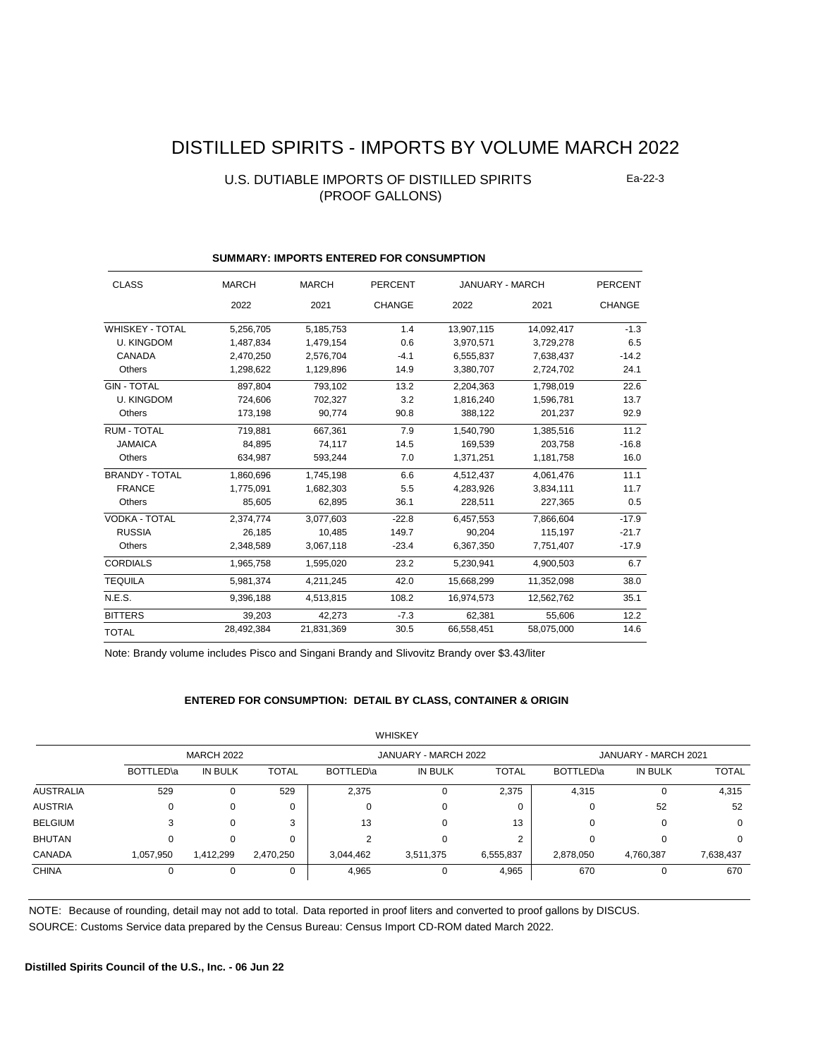# DISTILLED SPIRITS - IMPORTS BY VOLUME MARCH 2022

## U.S. DUTIABLE IMPORTS OF DISTILLED SPIRITS (PROOF GALLONS)

Ea-22-3

### SUMMARY: IMPORTS ENTERED FOR CONSUMPTION

| CLASS | MARCH 2022 | MARCH 2021 | PERCENT CHANGE | JANUARY - MARCH 2022 | JANUARY - MARCH 2021 | PERCENT CHANGE |
|---|---|---|---|---|---|---|
| WHISKEY - TOTAL | 5,256,705 | 5,185,753 | 1.4 | 13,907,115 | 14,092,417 | -1.3 |
| U. KINGDOM | 1,487,834 | 1,479,154 | 0.6 | 3,970,571 | 3,729,278 | 6.5 |
| CANADA | 2,470,250 | 2,576,704 | -4.1 | 6,555,837 | 7,638,437 | -14.2 |
| Others | 1,298,622 | 1,129,896 | 14.9 | 3,380,707 | 2,724,702 | 24.1 |
| GIN - TOTAL | 897,804 | 793,102 | 13.2 | 2,204,363 | 1,798,019 | 22.6 |
| U. KINGDOM | 724,606 | 702,327 | 3.2 | 1,816,240 | 1,596,781 | 13.7 |
| Others | 173,198 | 90,774 | 90.8 | 388,122 | 201,237 | 92.9 |
| RUM - TOTAL | 719,881 | 667,361 | 7.9 | 1,540,790 | 1,385,516 | 11.2 |
| JAMAICA | 84,895 | 74,117 | 14.5 | 169,539 | 203,758 | -16.8 |
| Others | 634,987 | 593,244 | 7.0 | 1,371,251 | 1,181,758 | 16.0 |
| BRANDY - TOTAL | 1,860,696 | 1,745,198 | 6.6 | 4,512,437 | 4,061,476 | 11.1 |
| FRANCE | 1,775,091 | 1,682,303 | 5.5 | 4,283,926 | 3,834,111 | 11.7 |
| Others | 85,605 | 62,895 | 36.1 | 228,511 | 227,365 | 0.5 |
| VODKA - TOTAL | 2,374,774 | 3,077,603 | -22.8 | 6,457,553 | 7,866,604 | -17.9 |
| RUSSIA | 26,185 | 10,485 | 149.7 | 90,204 | 115,197 | -21.7 |
| Others | 2,348,589 | 3,067,118 | -23.4 | 6,367,350 | 7,751,407 | -17.9 |
| CORDIALS | 1,965,758 | 1,595,020 | 23.2 | 5,230,941 | 4,900,503 | 6.7 |
| TEQUILA | 5,981,374 | 4,211,245 | 42.0 | 15,668,299 | 11,352,098 | 38.0 |
| N.E.S. | 9,396,188 | 4,513,815 | 108.2 | 16,974,573 | 12,562,762 | 35.1 |
| BITTERS | 39,203 | 42,273 | -7.3 | 62,381 | 55,606 | 12.2 |
| TOTAL | 28,492,384 | 21,831,369 | 30.5 | 66,558,451 | 58,075,000 | 14.6 |

Note: Brandy volume includes Pisco and Singani Brandy and Slivovitz Brandy over $3.43/liter

### ENTERED FOR CONSUMPTION: DETAIL BY CLASS, CONTAINER & ORIGIN

WHISKEY

| | MARCH 2022 | | | JANUARY - MARCH 2022 | | | JANUARY - MARCH 2021 | | |
|---|---|---|---|---|---|---|---|---|---|
| | BOTTLED\a | IN BULK | TOTAL | BOTTLED\a | IN BULK | TOTAL | BOTTLED\a | IN BULK | TOTAL |
| AUSTRALIA | 529 | 0 | 529 | 2,375 | 0 | 2,375 | 4,315 | 0 | 4,315 |
| AUSTRIA | 0 | 0 | 0 | 0 | 0 | 0 | 0 | 52 | 52 |
| BELGIUM | 3 | 0 | 3 | 13 | 0 | 13 | 0 | 0 | 0 |
| BHUTAN | 0 | 0 | 0 | 2 | 0 | 2 | 0 | 0 | 0 |
| CANADA | 1,057,950 | 1,412,299 | 2,470,250 | 3,044,462 | 3,511,375 | 6,555,837 | 2,878,050 | 4,760,387 | 7,638,437 |
| CHINA | 0 | 0 | 0 | 4,965 | 0 | 4,965 | 670 | 0 | 670 |

NOTE: Because of rounding, detail may not add to total. Data reported in proof liters and converted to proof gallons by DISCUS.

SOURCE: Customs Service data prepared by the Census Bureau: Census Import CD-ROM dated March 2022.

**Distilled Spirits Council of the U.S., Inc. - 06 Jun 22**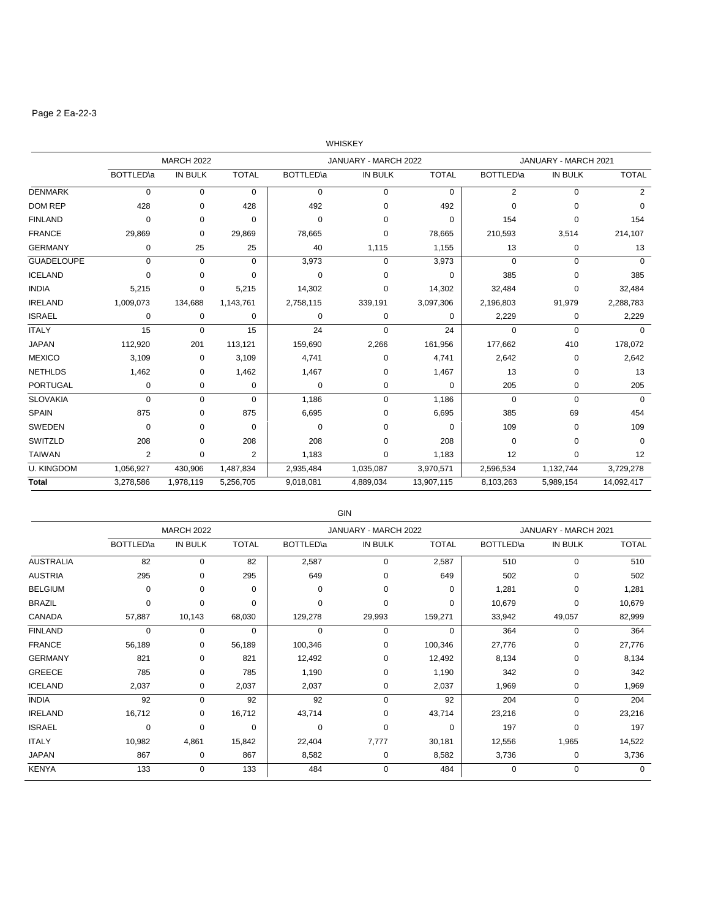Page 2 Ea-22-3

## WHISKEY

| | MARCH 2022 | | | JANUARY - MARCH 2022 | | | JANUARY - MARCH 2021 | | |
|---|---|---|---|---|---|---|---|---|---|
| | BOTTLED\a | IN BULK | TOTAL | BOTTLED\a | IN BULK | TOTAL | BOTTLED\a | IN BULK | TOTAL |
| DENMARK | 0 | 0 | 0 | 0 | 0 | 0 | 2 | 0 | 2 |
| DOM REP | 428 | 0 | 428 | 492 | 0 | 492 | 0 | 0 | 0 |
| FINLAND | 0 | 0 | 0 | 0 | 0 | 0 | 154 | 0 | 154 |
| FRANCE | 29,869 | 0 | 29,869 | 78,665 | 0 | 78,665 | 210,593 | 3,514 | 214,107 |
| GERMANY | 0 | 25 | 25 | 40 | 1,115 | 1,155 | 13 | 0 | 13 |
| GUADELOUPE | 0 | 0 | 0 | 3,973 | 0 | 3,973 | 0 | 0 | 0 |
| ICELAND | 0 | 0 | 0 | 0 | 0 | 0 | 385 | 0 | 385 |
| INDIA | 5,215 | 0 | 5,215 | 14,302 | 0 | 14,302 | 32,484 | 0 | 32,484 |
| IRELAND | 1,009,073 | 134,688 | 1,143,761 | 2,758,115 | 339,191 | 3,097,306 | 2,196,803 | 91,979 | 2,288,783 |
| ISRAEL | 0 | 0 | 0 | 0 | 0 | 0 | 2,229 | 0 | 2,229 |
| ITALY | 15 | 0 | 15 | 24 | 0 | 24 | 0 | 0 | 0 |
| JAPAN | 112,920 | 201 | 113,121 | 159,690 | 2,266 | 161,956 | 177,662 | 410 | 178,072 |
| MEXICO | 3,109 | 0 | 3,109 | 4,741 | 0 | 4,741 | 2,642 | 0 | 2,642 |
| NETHLDS | 1,462 | 0 | 1,462 | 1,467 | 0 | 1,467 | 13 | 0 | 13 |
| PORTUGAL | 0 | 0 | 0 | 0 | 0 | 0 | 205 | 0 | 205 |
| SLOVAKIA | 0 | 0 | 0 | 1,186 | 0 | 1,186 | 0 | 0 | 0 |
| SPAIN | 875 | 0 | 875 | 6,695 | 0 | 6,695 | 385 | 69 | 454 |
| SWEDEN | 0 | 0 | 0 | 0 | 0 | 0 | 109 | 0 | 109 |
| SWITZLD | 208 | 0 | 208 | 208 | 0 | 208 | 0 | 0 | 0 |
| TAIWAN | 2 | 0 | 2 | 1,183 | 0 | 1,183 | 12 | 0 | 12 |
| U. KINGDOM | 1,056,927 | 430,906 | 1,487,834 | 2,935,484 | 1,035,087 | 3,970,571 | 2,596,534 | 1,132,744 | 3,729,278 |
| **Total** | 3,278,586 | 1,978,119 | 5,256,705 | 9,018,081 | 4,889,034 | 13,907,115 | 8,103,263 | 5,989,154 | 14,092,417 |

## GIN

| | MARCH 2022 | | | JANUARY - MARCH 2022 | | | JANUARY - MARCH 2021 | | |
|---|---|---|---|---|---|---|---|---|---|
| | BOTTLED\a | IN BULK | TOTAL | BOTTLED\a | IN BULK | TOTAL | BOTTLED\a | IN BULK | TOTAL |
| AUSTRALIA | 82 | 0 | 82 | 2,587 | 0 | 2,587 | 510 | 0 | 510 |
| AUSTRIA | 295 | 0 | 295 | 649 | 0 | 649 | 502 | 0 | 502 |
| BELGIUM | 0 | 0 | 0 | 0 | 0 | 0 | 1,281 | 0 | 1,281 |
| BRAZIL | 0 | 0 | 0 | 0 | 0 | 0 | 10,679 | 0 | 10,679 |
| CANADA | 57,887 | 10,143 | 68,030 | 129,278 | 29,993 | 159,271 | 33,942 | 49,057 | 82,999 |
| FINLAND | 0 | 0 | 0 | 0 | 0 | 0 | 364 | 0 | 364 |
| FRANCE | 56,189 | 0 | 56,189 | 100,346 | 0 | 100,346 | 27,776 | 0 | 27,776 |
| GERMANY | 821 | 0 | 821 | 12,492 | 0 | 12,492 | 8,134 | 0 | 8,134 |
| GREECE | 785 | 0 | 785 | 1,190 | 0 | 1,190 | 342 | 0 | 342 |
| ICELAND | 2,037 | 0 | 2,037 | 2,037 | 0 | 2,037 | 1,969 | 0 | 1,969 |
| INDIA | 92 | 0 | 92 | 92 | 0 | 92 | 204 | 0 | 204 |
| IRELAND | 16,712 | 0 | 16,712 | 43,714 | 0 | 43,714 | 23,216 | 0 | 23,216 |
| ISRAEL | 0 | 0 | 0 | 0 | 0 | 0 | 197 | 0 | 197 |
| ITALY | 10,982 | 4,861 | 15,842 | 22,404 | 7,777 | 30,181 | 12,556 | 1,965 | 14,522 |
| JAPAN | 867 | 0 | 867 | 8,582 | 0 | 8,582 | 3,736 | 0 | 3,736 |
| KENYA | 133 | 0 | 133 | 484 | 0 | 484 | 0 | 0 | 0 |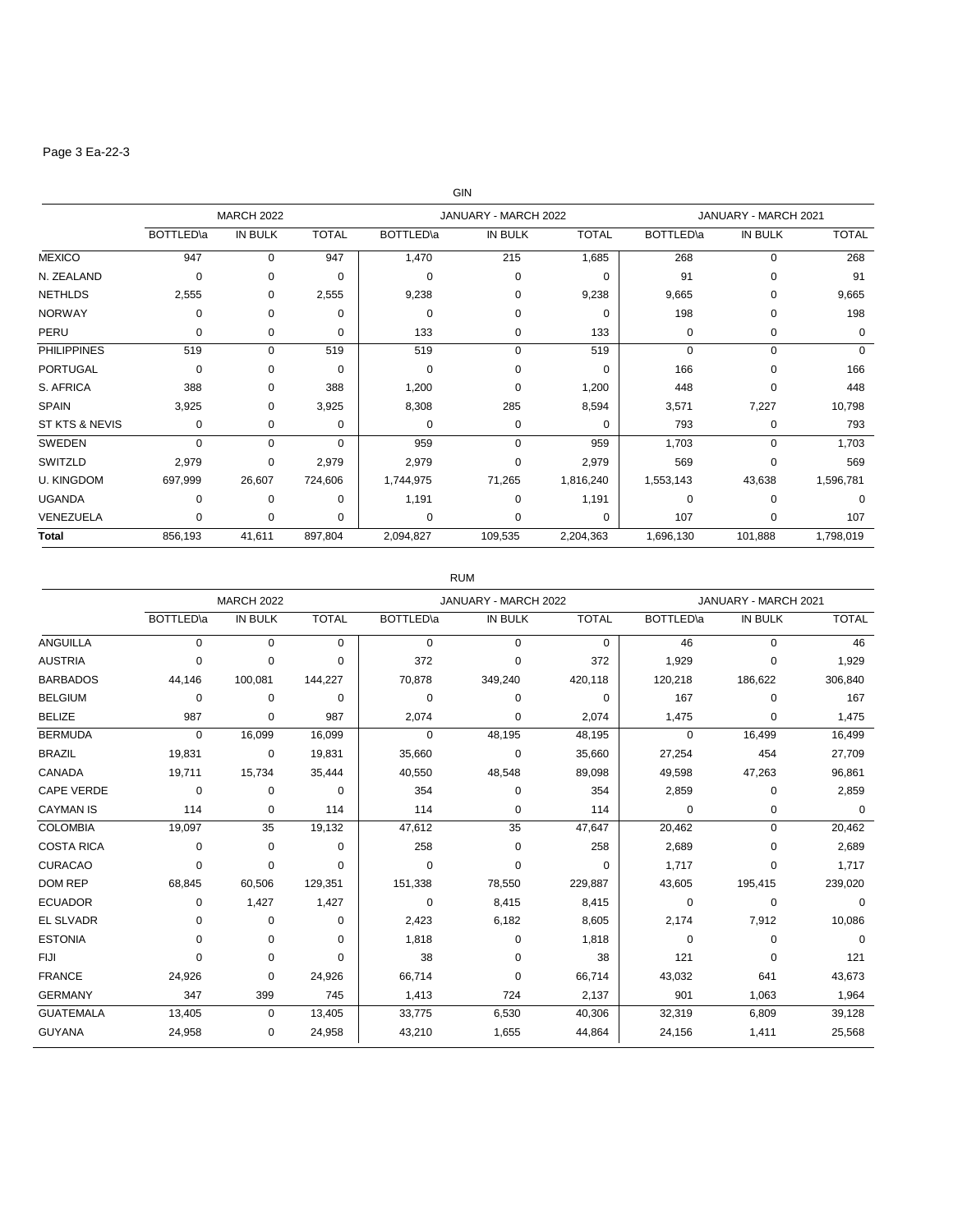Page 3 Ea-22-3

## GIN

| | MARCH 2022 | | | JANUARY - MARCH 2022 | | | JANUARY - MARCH 2021 | | |
|---|---|---|---|---|---|---|---|---|---|
| | BOTTLED\a | IN BULK | TOTAL | BOTTLED\a | IN BULK | TOTAL | BOTTLED\a | IN BULK | TOTAL |
| MEXICO | 947 | 0 | 947 | 1,470 | 215 | 1,685 | 268 | 0 | 268 |
| N. ZEALAND | 0 | 0 | 0 | 0 | 0 | 0 | 91 | 0 | 91 |
| NETHLDS | 2,555 | 0 | 2,555 | 9,238 | 0 | 9,238 | 9,665 | 0 | 9,665 |
| NORWAY | 0 | 0 | 0 | 0 | 0 | 0 | 198 | 0 | 198 |
| PERU | 0 | 0 | 0 | 133 | 0 | 133 | 0 | 0 | 0 |
| PHILIPPINES | 519 | 0 | 519 | 519 | 0 | 519 | 0 | 0 | 0 |
| PORTUGAL | 0 | 0 | 0 | 0 | 0 | 0 | 166 | 0 | 166 |
| S. AFRICA | 388 | 0 | 388 | 1,200 | 0 | 1,200 | 448 | 0 | 448 |
| SPAIN | 3,925 | 0 | 3,925 | 8,308 | 285 | 8,594 | 3,571 | 7,227 | 10,798 |
| ST KTS & NEVIS | 0 | 0 | 0 | 0 | 0 | 0 | 793 | 0 | 793 |
| SWEDEN | 0 | 0 | 0 | 959 | 0 | 959 | 1,703 | 0 | 1,703 |
| SWITZLD | 2,979 | 0 | 2,979 | 2,979 | 0 | 2,979 | 569 | 0 | 569 |
| U. KINGDOM | 697,999 | 26,607 | 724,606 | 1,744,975 | 71,265 | 1,816,240 | 1,553,143 | 43,638 | 1,596,781 |
| UGANDA | 0 | 0 | 0 | 1,191 | 0 | 1,191 | 0 | 0 | 0 |
| VENEZUELA | 0 | 0 | 0 | 0 | 0 | 0 | 107 | 0 | 107 |
| **Total** | 856,193 | 41,611 | 897,804 | 2,094,827 | 109,535 | 2,204,363 | 1,696,130 | 101,888 | 1,798,019 |

## RUM

| | MARCH 2022 | | | JANUARY - MARCH 2022 | | | JANUARY - MARCH 2021 | | |
|---|---|---|---|---|---|---|---|---|---|
| | BOTTLED\a | IN BULK | TOTAL | BOTTLED\a | IN BULK | TOTAL | BOTTLED\a | IN BULK | TOTAL |
| ANGUILLA | 0 | 0 | 0 | 0 | 0 | 0 | 46 | 0 | 46 |
| AUSTRIA | 0 | 0 | 0 | 372 | 0 | 372 | 1,929 | 0 | 1,929 |
| BARBADOS | 44,146 | 100,081 | 144,227 | 70,878 | 349,240 | 420,118 | 120,218 | 186,622 | 306,840 |
| BELGIUM | 0 | 0 | 0 | 0 | 0 | 0 | 167 | 0 | 167 |
| BELIZE | 987 | 0 | 987 | 2,074 | 0 | 2,074 | 1,475 | 0 | 1,475 |
| BERMUDA | 0 | 16,099 | 16,099 | 0 | 48,195 | 48,195 | 0 | 16,499 | 16,499 |
| BRAZIL | 19,831 | 0 | 19,831 | 35,660 | 0 | 35,660 | 27,254 | 454 | 27,709 |
| CANADA | 19,711 | 15,734 | 35,444 | 40,550 | 48,548 | 89,098 | 49,598 | 47,263 | 96,861 |
| CAPE VERDE | 0 | 0 | 0 | 354 | 0 | 354 | 2,859 | 0 | 2,859 |
| CAYMAN IS | 114 | 0 | 114 | 114 | 0 | 114 | 0 | 0 | 0 |
| COLOMBIA | 19,097 | 35 | 19,132 | 47,612 | 35 | 47,647 | 20,462 | 0 | 20,462 |
| COSTA RICA | 0 | 0 | 0 | 258 | 0 | 258 | 2,689 | 0 | 2,689 |
| CURACAO | 0 | 0 | 0 | 0 | 0 | 0 | 1,717 | 0 | 1,717 |
| DOM REP | 68,845 | 60,506 | 129,351 | 151,338 | 78,550 | 229,887 | 43,605 | 195,415 | 239,020 |
| ECUADOR | 0 | 1,427 | 1,427 | 0 | 8,415 | 8,415 | 0 | 0 | 0 |
| EL SLVADR | 0 | 0 | 0 | 2,423 | 6,182 | 8,605 | 2,174 | 7,912 | 10,086 |
| ESTONIA | 0 | 0 | 0 | 1,818 | 0 | 1,818 | 0 | 0 | 0 |
| FIJI | 0 | 0 | 0 | 38 | 0 | 38 | 121 | 0 | 121 |
| FRANCE | 24,926 | 0 | 24,926 | 66,714 | 0 | 66,714 | 43,032 | 641 | 43,673 |
| GERMANY | 347 | 399 | 745 | 1,413 | 724 | 2,137 | 901 | 1,063 | 1,964 |
| GUATEMALA | 13,405 | 0 | 13,405 | 33,775 | 6,530 | 40,306 | 32,319 | 6,809 | 39,128 |
| GUYANA | 24,958 | 0 | 24,958 | 43,210 | 1,655 | 44,864 | 24,156 | 1,411 | 25,568 |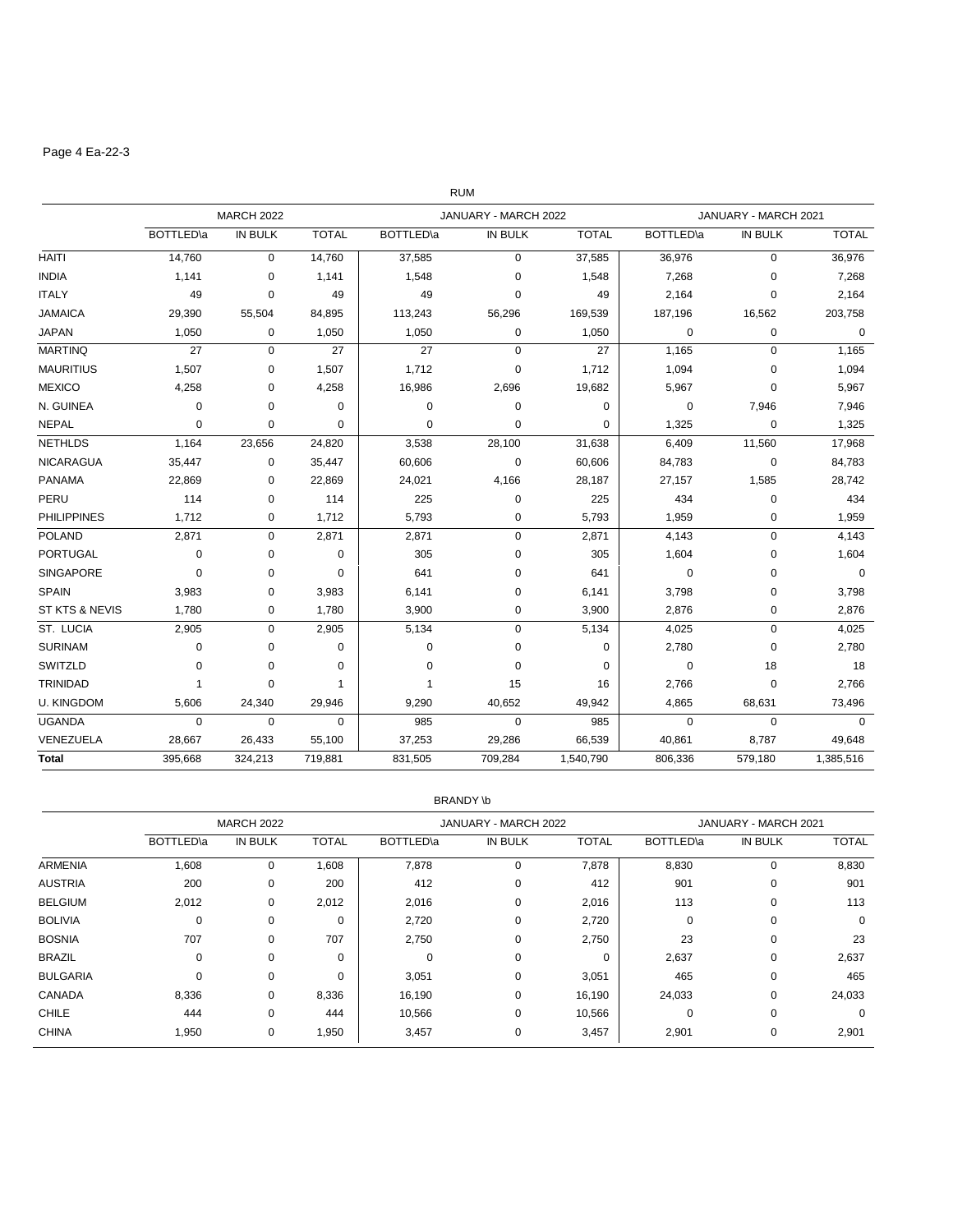Page 4 Ea-22-3

RUM

| | MARCH 2022 | | | JANUARY - MARCH 2022 | | | JANUARY - MARCH 2021 | | |
|---|---|---|---|---|---|---|---|---|---|
| | BOTTLED\a | IN BULK | TOTAL | BOTTLED\a | IN BULK | TOTAL | BOTTLED\a | IN BULK | TOTAL |
| HAITI | 14,760 | 0 | 14,760 | 37,585 | 0 | 37,585 | 36,976 | 0 | 36,976 |
| INDIA | 1,141 | 0 | 1,141 | 1,548 | 0 | 1,548 | 7,268 | 0 | 7,268 |
| ITALY | 49 | 0 | 49 | 49 | 0 | 49 | 2,164 | 0 | 2,164 |
| JAMAICA | 29,390 | 55,504 | 84,895 | 113,243 | 56,296 | 169,539 | 187,196 | 16,562 | 203,758 |
| JAPAN | 1,050 | 0 | 1,050 | 1,050 | 0 | 1,050 | 0 | 0 | 0 |
| MARTINQ | 27 | 0 | 27 | 27 | 0 | 27 | 1,165 | 0 | 1,165 |
| MAURITIUS | 1,507 | 0 | 1,507 | 1,712 | 0 | 1,712 | 1,094 | 0 | 1,094 |
| MEXICO | 4,258 | 0 | 4,258 | 16,986 | 2,696 | 19,682 | 5,967 | 0 | 5,967 |
| N. GUINEA | 0 | 0 | 0 | 0 | 0 | 0 | 0 | 7,946 | 7,946 |
| NEPAL | 0 | 0 | 0 | 0 | 0 | 0 | 1,325 | 0 | 1,325 |
| NETHLDS | 1,164 | 23,656 | 24,820 | 3,538 | 28,100 | 31,638 | 6,409 | 11,560 | 17,968 |
| NICARAGUA | 35,447 | 0 | 35,447 | 60,606 | 0 | 60,606 | 84,783 | 0 | 84,783 |
| PANAMA | 22,869 | 0 | 22,869 | 24,021 | 4,166 | 28,187 | 27,157 | 1,585 | 28,742 |
| PERU | 114 | 0 | 114 | 225 | 0 | 225 | 434 | 0 | 434 |
| PHILIPPINES | 1,712 | 0 | 1,712 | 5,793 | 0 | 5,793 | 1,959 | 0 | 1,959 |
| POLAND | 2,871 | 0 | 2,871 | 2,871 | 0 | 2,871 | 4,143 | 0 | 4,143 |
| PORTUGAL | 0 | 0 | 0 | 305 | 0 | 305 | 1,604 | 0 | 1,604 |
| SINGAPORE | 0 | 0 | 0 | 641 | 0 | 641 | 0 | 0 | 0 |
| SPAIN | 3,983 | 0 | 3,983 | 6,141 | 0 | 6,141 | 3,798 | 0 | 3,798 |
| ST KTS & NEVIS | 1,780 | 0 | 1,780 | 3,900 | 0 | 3,900 | 2,876 | 0 | 2,876 |
| ST. LUCIA | 2,905 | 0 | 2,905 | 5,134 | 0 | 5,134 | 4,025 | 0 | 4,025 |
| SURINAM | 0 | 0 | 0 | 0 | 0 | 0 | 2,780 | 0 | 2,780 |
| SWITZLD | 0 | 0 | 0 | 0 | 0 | 0 | 0 | 18 | 18 |
| TRINIDAD | 1 | 0 | 1 | 1 | 15 | 16 | 2,766 | 0 | 2,766 |
| U. KINGDOM | 5,606 | 24,340 | 29,946 | 9,290 | 40,652 | 49,942 | 4,865 | 68,631 | 73,496 |
| UGANDA | 0 | 0 | 0 | 985 | 0 | 985 | 0 | 0 | 0 |
| VENEZUELA | 28,667 | 26,433 | 55,100 | 37,253 | 29,286 | 66,539 | 40,861 | 8,787 | 49,648 |
| **Total** | 395,668 | 324,213 | 719,881 | 831,505 | 709,284 | 1,540,790 | 806,336 | 579,180 | 1,385,516 |

BRANDY \b

| | MARCH 2022 | | | JANUARY - MARCH 2022 | | | JANUARY - MARCH 2021 | | |
|---|---|---|---|---|---|---|---|---|---|
| | BOTTLED\a | IN BULK | TOTAL | BOTTLED\a | IN BULK | TOTAL | BOTTLED\a | IN BULK | TOTAL |
| ARMENIA | 1,608 | 0 | 1,608 | 7,878 | 0 | 7,878 | 8,830 | 0 | 8,830 |
| AUSTRIA | 200 | 0 | 200 | 412 | 0 | 412 | 901 | 0 | 901 |
| BELGIUM | 2,012 | 0 | 2,012 | 2,016 | 0 | 2,016 | 113 | 0 | 113 |
| BOLIVIA | 0 | 0 | 0 | 2,720 | 0 | 2,720 | 0 | 0 | 0 |
| BOSNIA | 707 | 0 | 707 | 2,750 | 0 | 2,750 | 23 | 0 | 23 |
| BRAZIL | 0 | 0 | 0 | 0 | 0 | 0 | 2,637 | 0 | 2,637 |
| BULGARIA | 0 | 0 | 0 | 3,051 | 0 | 3,051 | 465 | 0 | 465 |
| CANADA | 8,336 | 0 | 8,336 | 16,190 | 0 | 16,190 | 24,033 | 0 | 24,033 |
| CHILE | 444 | 0 | 444 | 10,566 | 0 | 10,566 | 0 | 0 | 0 |
| CHINA | 1,950 | 0 | 1,950 | 3,457 | 0 | 3,457 | 2,901 | 0 | 2,901 |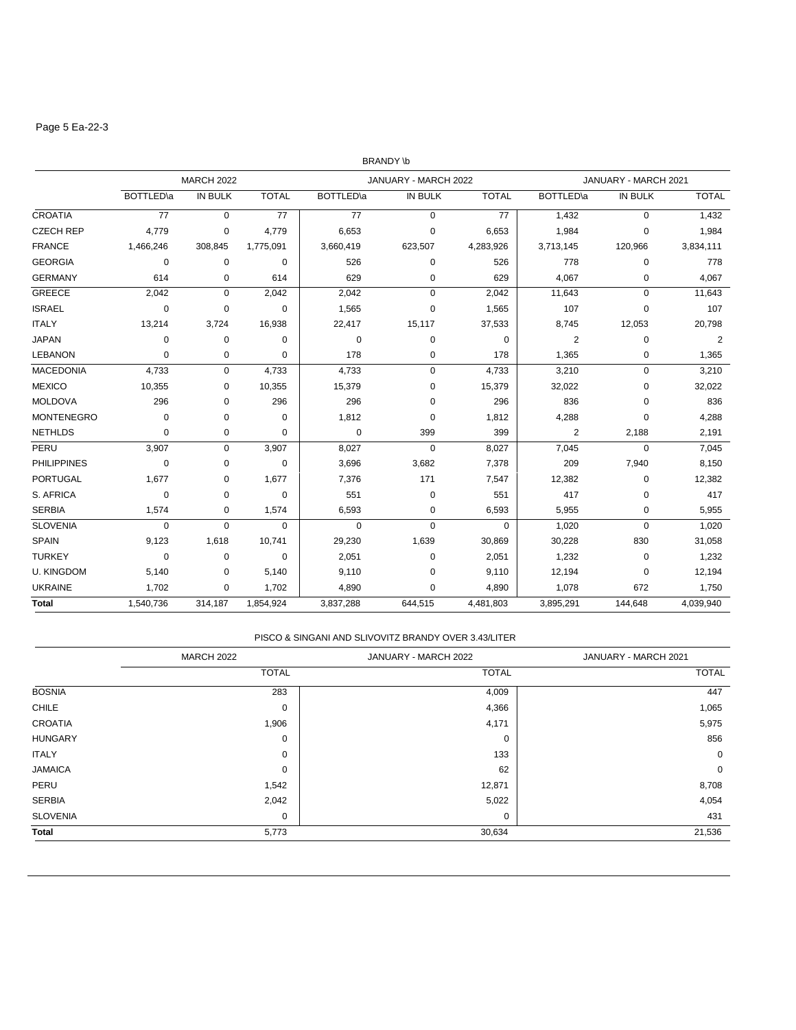BRANDY \b

| | MARCH 2022 | | | JANUARY - MARCH 2022 | | | JANUARY - MARCH 2021 | | |
|---|---|---|---|---|---|---|---|---|---|
| | BOTTLED\a | IN BULK | TOTAL | BOTTLED\a | IN BULK | TOTAL | BOTTLED\a | IN BULK | TOTAL |
| CROATIA | 77 | 0 | 77 | 77 | 0 | 77 | 1,432 | 0 | 1,432 |
| CZECH REP | 4,779 | 0 | 4,779 | 6,653 | 0 | 6,653 | 1,984 | 0 | 1,984 |
| FRANCE | 1,466,246 | 308,845 | 1,775,091 | 3,660,419 | 623,507 | 4,283,926 | 3,713,145 | 120,966 | 3,834,111 |
| GEORGIA | 0 | 0 | 0 | 526 | 0 | 526 | 778 | 0 | 778 |
| GERMANY | 614 | 0 | 614 | 629 | 0 | 629 | 4,067 | 0 | 4,067 |
| GREECE | 2,042 | 0 | 2,042 | 2,042 | 0 | 2,042 | 11,643 | 0 | 11,643 |
| ISRAEL | 0 | 0 | 0 | 1,565 | 0 | 1,565 | 107 | 0 | 107 |
| ITALY | 13,214 | 3,724 | 16,938 | 22,417 | 15,117 | 37,533 | 8,745 | 12,053 | 20,798 |
| JAPAN | 0 | 0 | 0 | 0 | 0 | 0 | 2 | 0 | 2 |
| LEBANON | 0 | 0 | 0 | 178 | 0 | 178 | 1,365 | 0 | 1,365 |
| MACEDONIA | 4,733 | 0 | 4,733 | 4,733 | 0 | 4,733 | 3,210 | 0 | 3,210 |
| MEXICO | 10,355 | 0 | 10,355 | 15,379 | 0 | 15,379 | 32,022 | 0 | 32,022 |
| MOLDOVA | 296 | 0 | 296 | 296 | 0 | 296 | 836 | 0 | 836 |
| MONTENEGRO | 0 | 0 | 0 | 1,812 | 0 | 1,812 | 4,288 | 0 | 4,288 |
| NETHLDS | 0 | 0 | 0 | 0 | 399 | 399 | 2 | 2,188 | 2,191 |
| PERU | 3,907 | 0 | 3,907 | 8,027 | 0 | 8,027 | 7,045 | 0 | 7,045 |
| PHILIPPINES | 0 | 0 | 0 | 3,696 | 3,682 | 7,378 | 209 | 7,940 | 8,150 |
| PORTUGAL | 1,677 | 0 | 1,677 | 7,376 | 171 | 7,547 | 12,382 | 0 | 12,382 |
| S. AFRICA | 0 | 0 | 0 | 551 | 0 | 551 | 417 | 0 | 417 |
| SERBIA | 1,574 | 0 | 1,574 | 6,593 | 0 | 6,593 | 5,955 | 0 | 5,955 |
| SLOVENIA | 0 | 0 | 0 | 0 | 0 | 0 | 1,020 | 0 | 1,020 |
| SPAIN | 9,123 | 1,618 | 10,741 | 29,230 | 1,639 | 30,869 | 30,228 | 830 | 31,058 |
| TURKEY | 0 | 0 | 0 | 2,051 | 0 | 2,051 | 1,232 | 0 | 1,232 |
| U. KINGDOM | 5,140 | 0 | 5,140 | 9,110 | 0 | 9,110 | 12,194 | 0 | 12,194 |
| UKRAINE | 1,702 | 0 | 1,702 | 4,890 | 0 | 4,890 | 1,078 | 672 | 1,750 |
| **Total** | 1,540,736 | 314,187 | 1,854,924 | 3,837,288 | 644,515 | 4,481,803 | 3,895,291 | 144,648 | 4,039,940 |

PISCO & SINGANI AND SLIVOVITZ BRANDY OVER 3.43/LITER

| | MARCH 2022 | JANUARY - MARCH 2022 | JANUARY - MARCH 2021 |
|---|---|---|---|
| | TOTAL | TOTAL | TOTAL |
| BOSNIA | 283 | 4,009 | 447 |
| CHILE | 0 | 4,366 | 1,065 |
| CROATIA | 1,906 | 4,171 | 5,975 |
| HUNGARY | 0 | 0 | 856 |
| ITALY | 0 | 133 | 0 |
| JAMAICA | 0 | 62 | 0 |
| PERU | 1,542 | 12,871 | 8,708 |
| SERBIA | 2,042 | 5,022 | 4,054 |
| SLOVENIA | 0 | 0 | 431 |
| **Total** | 5,773 | 30,634 | 21,536 |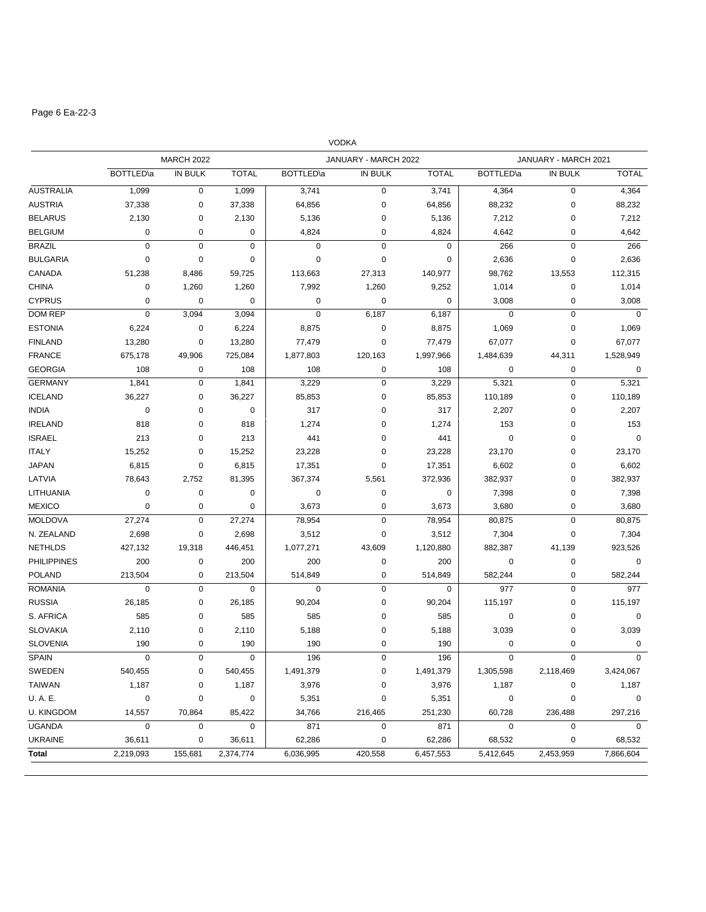## VODKA

| | MARCH 2022 | | | JANUARY - MARCH 2022 | | | JANUARY - MARCH 2021 | | |
|---|---|---|---|---|---|---|---|---|---|
| | BOTTLED\a | IN BULK | TOTAL | BOTTLED\a | IN BULK | TOTAL | BOTTLED\a | IN BULK | TOTAL |
| AUSTRALIA | 1,099 | 0 | 1,099 | 3,741 | 0 | 3,741 | 4,364 | 0 | 4,364 |
| AUSTRIA | 37,338 | 0 | 37,338 | 64,856 | 0 | 64,856 | 88,232 | 0 | 88,232 |
| BELARUS | 2,130 | 0 | 2,130 | 5,136 | 0 | 5,136 | 7,212 | 0 | 7,212 |
| BELGIUM | 0 | 0 | 0 | 4,824 | 0 | 4,824 | 4,642 | 0 | 4,642 |
| BRAZIL | 0 | 0 | 0 | 0 | 0 | 0 | 266 | 0 | 266 |
| BULGARIA | 0 | 0 | 0 | 0 | 0 | 0 | 2,636 | 0 | 2,636 |
| CANADA | 51,238 | 8,486 | 59,725 | 113,663 | 27,313 | 140,977 | 98,762 | 13,553 | 112,315 |
| CHINA | 0 | 1,260 | 1,260 | 7,992 | 1,260 | 9,252 | 1,014 | 0 | 1,014 |
| CYPRUS | 0 | 0 | 0 | 0 | 0 | 0 | 3,008 | 0 | 3,008 |
| DOM REP | 0 | 3,094 | 3,094 | 0 | 6,187 | 6,187 | 0 | 0 | 0 |
| ESTONIA | 6,224 | 0 | 6,224 | 8,875 | 0 | 8,875 | 1,069 | 0 | 1,069 |
| FINLAND | 13,280 | 0 | 13,280 | 77,479 | 0 | 77,479 | 67,077 | 0 | 67,077 |
| FRANCE | 675,178 | 49,906 | 725,084 | 1,877,803 | 120,163 | 1,997,966 | 1,484,639 | 44,311 | 1,528,949 |
| GEORGIA | 108 | 0 | 108 | 108 | 0 | 108 | 0 | 0 | 0 |
| GERMANY | 1,841 | 0 | 1,841 | 3,229 | 0 | 3,229 | 5,321 | 0 | 5,321 |
| ICELAND | 36,227 | 0 | 36,227 | 85,853 | 0 | 85,853 | 110,189 | 0 | 110,189 |
| INDIA | 0 | 0 | 0 | 317 | 0 | 317 | 2,207 | 0 | 2,207 |
| IRELAND | 818 | 0 | 818 | 1,274 | 0 | 1,274 | 153 | 0 | 153 |
| ISRAEL | 213 | 0 | 213 | 441 | 0 | 441 | 0 | 0 | 0 |
| ITALY | 15,252 | 0 | 15,252 | 23,228 | 0 | 23,228 | 23,170 | 0 | 23,170 |
| JAPAN | 6,815 | 0 | 6,815 | 17,351 | 0 | 17,351 | 6,602 | 0 | 6,602 |
| LATVIA | 78,643 | 2,752 | 81,395 | 367,374 | 5,561 | 372,936 | 382,937 | 0 | 382,937 |
| LITHUANIA | 0 | 0 | 0 | 0 | 0 | 0 | 7,398 | 0 | 7,398 |
| MEXICO | 0 | 0 | 0 | 3,673 | 0 | 3,673 | 3,680 | 0 | 3,680 |
| MOLDOVA | 27,274 | 0 | 27,274 | 78,954 | 0 | 78,954 | 80,875 | 0 | 80,875 |
| N. ZEALAND | 2,698 | 0 | 2,698 | 3,512 | 0 | 3,512 | 7,304 | 0 | 7,304 |
| NETHLDS | 427,132 | 19,318 | 446,451 | 1,077,271 | 43,609 | 1,120,880 | 882,387 | 41,139 | 923,526 |
| PHILIPPINES | 200 | 0 | 200 | 200 | 0 | 200 | 0 | 0 | 0 |
| POLAND | 213,504 | 0 | 213,504 | 514,849 | 0 | 514,849 | 582,244 | 0 | 582,244 |
| ROMANIA | 0 | 0 | 0 | 0 | 0 | 0 | 977 | 0 | 977 |
| RUSSIA | 26,185 | 0 | 26,185 | 90,204 | 0 | 90,204 | 115,197 | 0 | 115,197 |
| S. AFRICA | 585 | 0 | 585 | 585 | 0 | 585 | 0 | 0 | 0 |
| SLOVAKIA | 2,110 | 0 | 2,110 | 5,188 | 0 | 5,188 | 3,039 | 0 | 3,039 |
| SLOVENIA | 190 | 0 | 190 | 190 | 0 | 190 | 0 | 0 | 0 |
| SPAIN | 0 | 0 | 0 | 196 | 0 | 196 | 0 | 0 | 0 |
| SWEDEN | 540,455 | 0 | 540,455 | 1,491,379 | 0 | 1,491,379 | 1,305,598 | 2,118,469 | 3,424,067 |
| TAIWAN | 1,187 | 0 | 1,187 | 3,976 | 0 | 3,976 | 1,187 | 0 | 1,187 |
| U. A. E. | 0 | 0 | 0 | 5,351 | 0 | 5,351 | 0 | 0 | 0 |
| U. KINGDOM | 14,557 | 70,864 | 85,422 | 34,766 | 216,465 | 251,230 | 60,728 | 236,488 | 297,216 |
| UGANDA | 0 | 0 | 0 | 871 | 0 | 871 | 0 | 0 | 0 |
| UKRAINE | 36,611 | 0 | 36,611 | 62,286 | 0 | 62,286 | 68,532 | 0 | 68,532 |
| **Total** | 2,219,093 | 155,681 | 2,374,774 | 6,036,995 | 420,558 | 6,457,553 | 5,412,645 | 2,453,959 | 7,866,604 |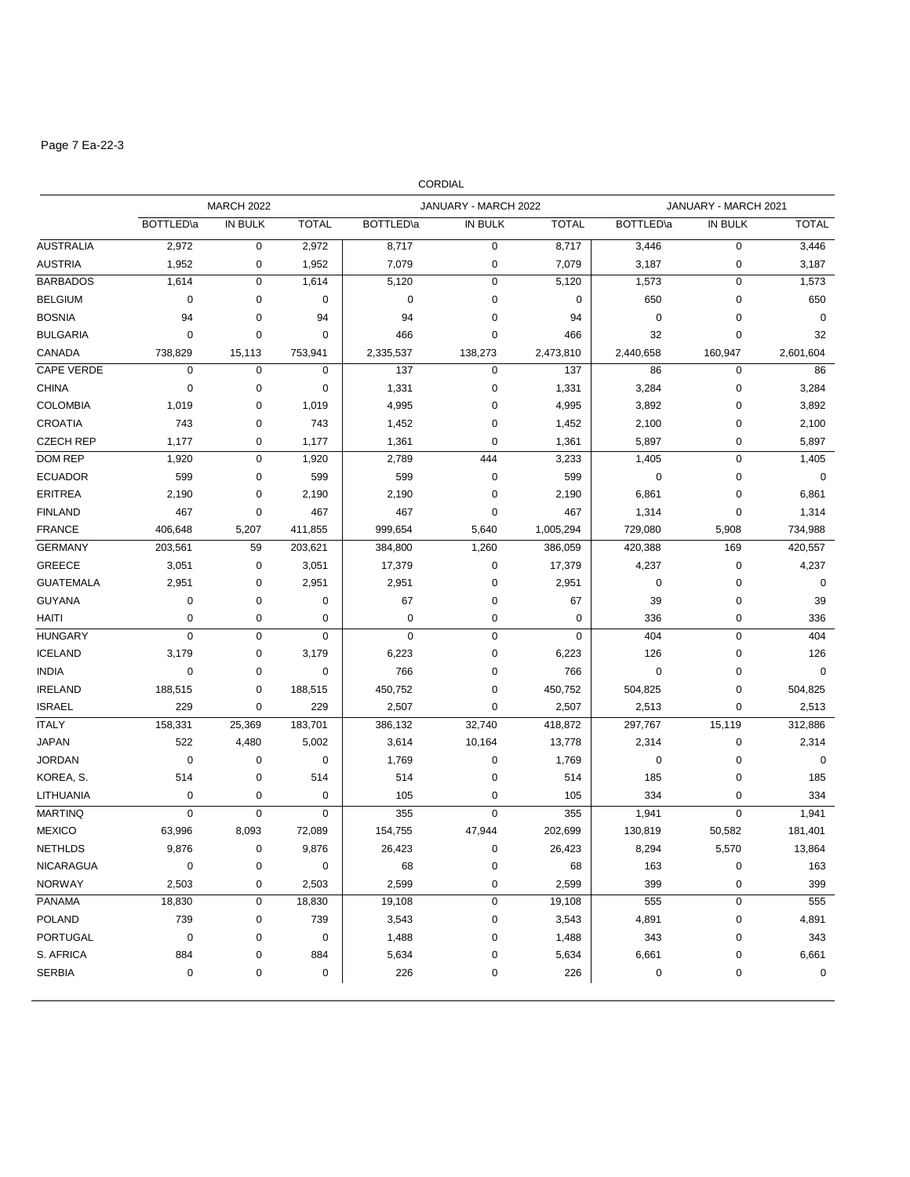CORDIAL

| | MARCH 2022 | | | JANUARY - MARCH 2022 | | | JANUARY - MARCH 2021 | | |
|---|---|---|---|---|---|---|---|---|---|
| | BOTTLED\a | IN BULK | TOTAL | BOTTLED\a | IN BULK | TOTAL | BOTTLED\a | IN BULK | TOTAL |
| AUSTRALIA | 2,972 | 0 | 2,972 | 8,717 | 0 | 8,717 | 3,446 | 0 | 3,446 |
| AUSTRIA | 1,952 | 0 | 1,952 | 7,079 | 0 | 7,079 | 3,187 | 0 | 3,187 |
| BARBADOS | 1,614 | 0 | 1,614 | 5,120 | 0 | 5,120 | 1,573 | 0 | 1,573 |
| BELGIUM | 0 | 0 | 0 | 0 | 0 | 0 | 650 | 0 | 650 |
| BOSNIA | 94 | 0 | 94 | 94 | 0 | 94 | 0 | 0 | 0 |
| BULGARIA | 0 | 0 | 0 | 466 | 0 | 466 | 32 | 0 | 32 |
| CANADA | 738,829 | 15,113 | 753,941 | 2,335,537 | 138,273 | 2,473,810 | 2,440,658 | 160,947 | 2,601,604 |
| CAPE VERDE | 0 | 0 | 0 | 137 | 0 | 137 | 86 | 0 | 86 |
| CHINA | 0 | 0 | 0 | 1,331 | 0 | 1,331 | 3,284 | 0 | 3,284 |
| COLOMBIA | 1,019 | 0 | 1,019 | 4,995 | 0 | 4,995 | 3,892 | 0 | 3,892 |
| CROATIA | 743 | 0 | 743 | 1,452 | 0 | 1,452 | 2,100 | 0 | 2,100 |
| CZECH REP | 1,177 | 0 | 1,177 | 1,361 | 0 | 1,361 | 5,897 | 0 | 5,897 |
| DOM REP | 1,920 | 0 | 1,920 | 2,789 | 444 | 3,233 | 1,405 | 0 | 1,405 |
| ECUADOR | 599 | 0 | 599 | 599 | 0 | 599 | 0 | 0 | 0 |
| ERITREA | 2,190 | 0 | 2,190 | 2,190 | 0 | 2,190 | 6,861 | 0 | 6,861 |
| FINLAND | 467 | 0 | 467 | 467 | 0 | 467 | 1,314 | 0 | 1,314 |
| FRANCE | 406,648 | 5,207 | 411,855 | 999,654 | 5,640 | 1,005,294 | 729,080 | 5,908 | 734,988 |
| GERMANY | 203,561 | 59 | 203,621 | 384,800 | 1,260 | 386,059 | 420,388 | 169 | 420,557 |
| GREECE | 3,051 | 0 | 3,051 | 17,379 | 0 | 17,379 | 4,237 | 0 | 4,237 |
| GUATEMALA | 2,951 | 0 | 2,951 | 2,951 | 0 | 2,951 | 0 | 0 | 0 |
| GUYANA | 0 | 0 | 0 | 67 | 0 | 67 | 39 | 0 | 39 |
| HAITI | 0 | 0 | 0 | 0 | 0 | 0 | 336 | 0 | 336 |
| HUNGARY | 0 | 0 | 0 | 0 | 0 | 0 | 404 | 0 | 404 |
| ICELAND | 3,179 | 0 | 3,179 | 6,223 | 0 | 6,223 | 126 | 0 | 126 |
| INDIA | 0 | 0 | 0 | 766 | 0 | 766 | 0 | 0 | 0 |
| IRELAND | 188,515 | 0 | 188,515 | 450,752 | 0 | 450,752 | 504,825 | 0 | 504,825 |
| ISRAEL | 229 | 0 | 229 | 2,507 | 0 | 2,507 | 2,513 | 0 | 2,513 |
| ITALY | 158,331 | 25,369 | 183,701 | 386,132 | 32,740 | 418,872 | 297,767 | 15,119 | 312,886 |
| JAPAN | 522 | 4,480 | 5,002 | 3,614 | 10,164 | 13,778 | 2,314 | 0 | 2,314 |
| JORDAN | 0 | 0 | 0 | 1,769 | 0 | 1,769 | 0 | 0 | 0 |
| KOREA, S. | 514 | 0 | 514 | 514 | 0 | 514 | 185 | 0 | 185 |
| LITHUANIA | 0 | 0 | 0 | 105 | 0 | 105 | 334 | 0 | 334 |
| MARTINQ | 0 | 0 | 0 | 355 | 0 | 355 | 1,941 | 0 | 1,941 |
| MEXICO | 63,996 | 8,093 | 72,089 | 154,755 | 47,944 | 202,699 | 130,819 | 50,582 | 181,401 |
| NETHLDS | 9,876 | 0 | 9,876 | 26,423 | 0 | 26,423 | 8,294 | 5,570 | 13,864 |
| NICARAGUA | 0 | 0 | 0 | 68 | 0 | 68 | 163 | 0 | 163 |
| NORWAY | 2,503 | 0 | 2,503 | 2,599 | 0 | 2,599 | 399 | 0 | 399 |
| PANAMA | 18,830 | 0 | 18,830 | 19,108 | 0 | 19,108 | 555 | 0 | 555 |
| POLAND | 739 | 0 | 739 | 3,543 | 0 | 3,543 | 4,891 | 0 | 4,891 |
| PORTUGAL | 0 | 0 | 0 | 1,488 | 0 | 1,488 | 343 | 0 | 343 |
| S. AFRICA | 884 | 0 | 884 | 5,634 | 0 | 5,634 | 6,661 | 0 | 6,661 |
| SERBIA | 0 | 0 | 0 | 226 | 0 | 226 | 0 | 0 | 0 |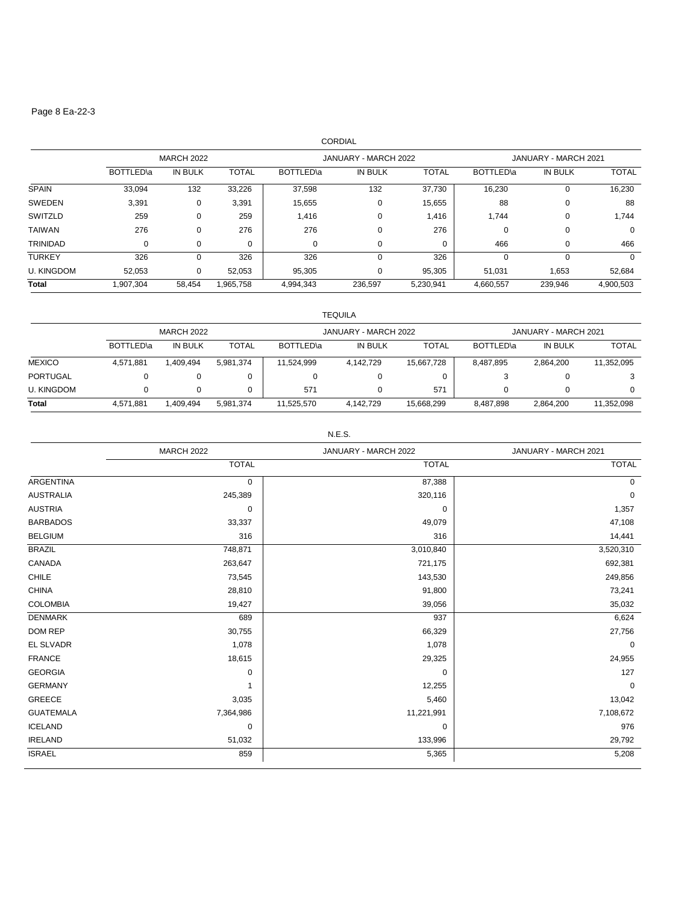## CORDIAL

| | MARCH 2022 | | | JANUARY - MARCH 2022 | | | JANUARY - MARCH 2021 | | |
|---|---|---|---|---|---|---|---|---|---|
| | BOTTLED\a | IN BULK | TOTAL | BOTTLED\a | IN BULK | TOTAL | BOTTLED\a | IN BULK | TOTAL |
| SPAIN | 33,094 | 132 | 33,226 | 37,598 | 132 | 37,730 | 16,230 | 0 | 16,230 |
| SWEDEN | 3,391 | 0 | 3,391 | 15,655 | 0 | 15,655 | 88 | 0 | 88 |
| SWITZLD | 259 | 0 | 259 | 1,416 | 0 | 1,416 | 1,744 | 0 | 1,744 |
| TAIWAN | 276 | 0 | 276 | 276 | 0 | 276 | 0 | 0 | 0 |
| TRINIDAD | 0 | 0 | 0 | 0 | 0 | 0 | 466 | 0 | 466 |
| TURKEY | 326 | 0 | 326 | 326 | 0 | 326 | 0 | 0 | 0 |
| U. KINGDOM | 52,053 | 0 | 52,053 | 95,305 | 0 | 95,305 | 51,031 | 1,653 | 52,684 |
| **Total** | 1,907,304 | 58,454 | 1,965,758 | 4,994,343 | 236,597 | 5,230,941 | 4,660,557 | 239,946 | 4,900,503 |

## TEQUILA

| | MARCH 2022 | | | JANUARY - MARCH 2022 | | | JANUARY - MARCH 2021 | | |
|---|---|---|---|---|---|---|---|---|---|
| | BOTTLED\a | IN BULK | TOTAL | BOTTLED\a | IN BULK | TOTAL | BOTTLED\a | IN BULK | TOTAL |
| MEXICO | 4,571,881 | 1,409,494 | 5,981,374 | 11,524,999 | 4,142,729 | 15,667,728 | 8,487,895 | 2,864,200 | 11,352,095 |
| PORTUGAL | 0 | 0 | 0 | 0 | 0 | 0 | 3 | 0 | 3 |
| U. KINGDOM | 0 | 0 | 0 | 571 | 0 | 571 | 0 | 0 | 0 |
| **Total** | 4,571,881 | 1,409,494 | 5,981,374 | 11,525,570 | 4,142,729 | 15,668,299 | 8,487,898 | 2,864,200 | 11,352,098 |

## N.E.S.

| | MARCH 2022 | JANUARY - MARCH 2022 | JANUARY - MARCH 2021 |
|---|---|---|---|
| | TOTAL | TOTAL | TOTAL |
| ARGENTINA | 0 | 87,388 | 0 |
| AUSTRALIA | 245,389 | 320,116 | 0 |
| AUSTRIA | 0 | 0 | 1,357 |
| BARBADOS | 33,337 | 49,079 | 47,108 |
| BELGIUM | 316 | 316 | 14,441 |
| BRAZIL | 748,871 | 3,010,840 | 3,520,310 |
| CANADA | 263,647 | 721,175 | 692,381 |
| CHILE | 73,545 | 143,530 | 249,856 |
| CHINA | 28,810 | 91,800 | 73,241 |
| COLOMBIA | 19,427 | 39,056 | 35,032 |
| DENMARK | 689 | 937 | 6,624 |
| DOM REP | 30,755 | 66,329 | 27,756 |
| EL SLVADR | 1,078 | 1,078 | 0 |
| FRANCE | 18,615 | 29,325 | 24,955 |
| GEORGIA | 0 | 0 | 127 |
| GERMANY | 1 | 12,255 | 0 |
| GREECE | 3,035 | 5,460 | 13,042 |
| GUATEMALA | 7,364,986 | 11,221,991 | 7,108,672 |
| ICELAND | 0 | 0 | 976 |
| IRELAND | 51,032 | 133,996 | 29,792 |
| ISRAEL | 859 | 5,365 | 5,208 |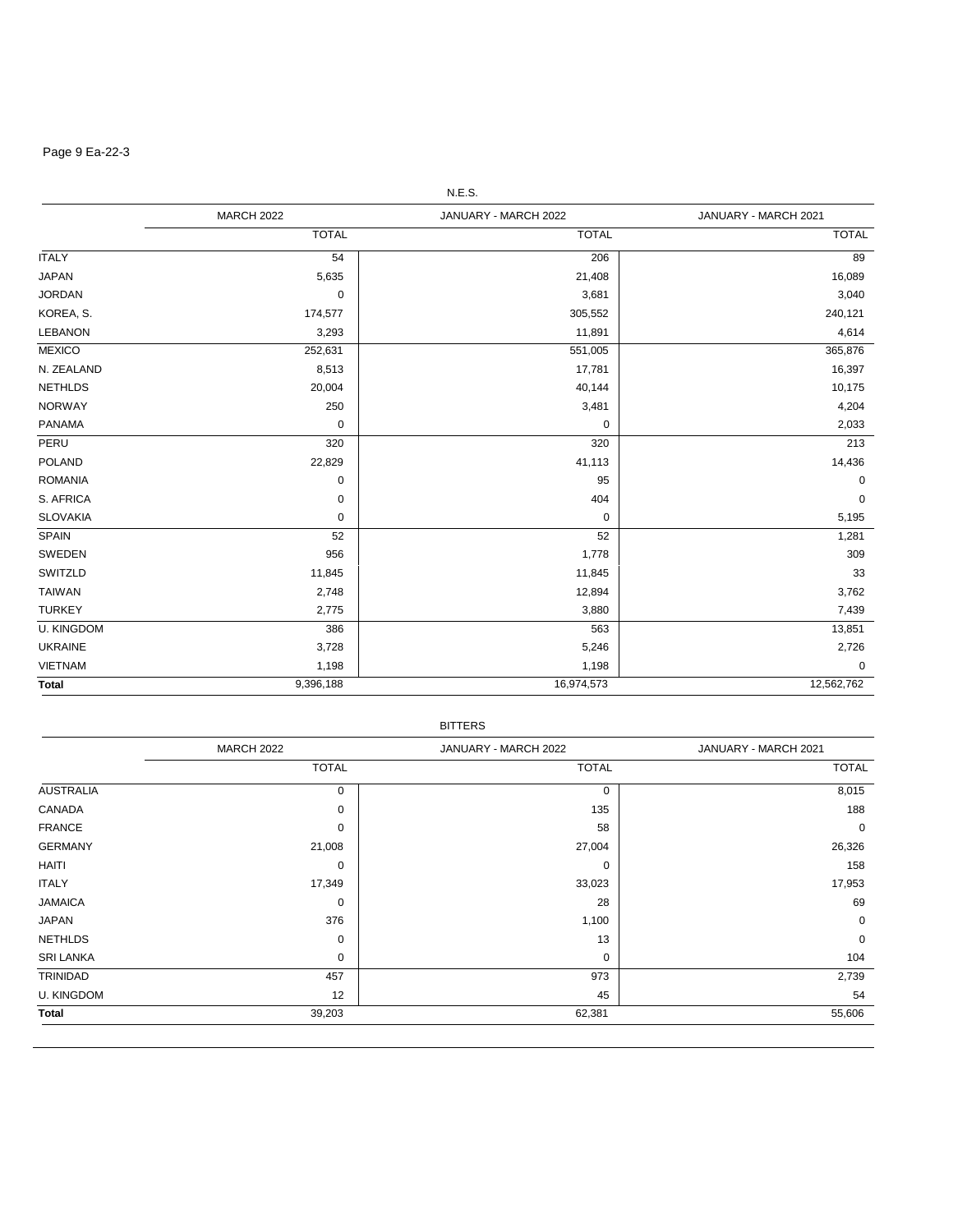N.E.S.

| | MARCH 2022 | JANUARY - MARCH 2022 | JANUARY - MARCH 2021 |
|---|---|---|---|
| | TOTAL | TOTAL | TOTAL |
| ITALY | 54 | 206 | 89 |
| JAPAN | 5,635 | 21,408 | 16,089 |
| JORDAN | 0 | 3,681 | 3,040 |
| KOREA, S. | 174,577 | 305,552 | 240,121 |
| LEBANON | 3,293 | 11,891 | 4,614 |
| MEXICO | 252,631 | 551,005 | 365,876 |
| N. ZEALAND | 8,513 | 17,781 | 16,397 |
| NETHLDS | 20,004 | 40,144 | 10,175 |
| NORWAY | 250 | 3,481 | 4,204 |
| PANAMA | 0 | 0 | 2,033 |
| PERU | 320 | 320 | 213 |
| POLAND | 22,829 | 41,113 | 14,436 |
| ROMANIA | 0 | 95 | 0 |
| S. AFRICA | 0 | 404 | 0 |
| SLOVAKIA | 0 | 0 | 5,195 |
| SPAIN | 52 | 52 | 1,281 |
| SWEDEN | 956 | 1,778 | 309 |
| SWITZLD | 11,845 | 11,845 | 33 |
| TAIWAN | 2,748 | 12,894 | 3,762 |
| TURKEY | 2,775 | 3,880 | 7,439 |
| U. KINGDOM | 386 | 563 | 13,851 |
| UKRAINE | 3,728 | 5,246 | 2,726 |
| VIETNAM | 1,198 | 1,198 | 0 |
| **Total** | 9,396,188 | 16,974,573 | 12,562,762 |

BITTERS

| | MARCH 2022 | JANUARY - MARCH 2022 | JANUARY - MARCH 2021 |
|---|---|---|---|
| | TOTAL | TOTAL | TOTAL |
| AUSTRALIA | 0 | 0 | 8,015 |
| CANADA | 0 | 135 | 188 |
| FRANCE | 0 | 58 | 0 |
| GERMANY | 21,008 | 27,004 | 26,326 |
| HAITI | 0 | 0 | 158 |
| ITALY | 17,349 | 33,023 | 17,953 |
| JAMAICA | 0 | 28 | 69 |
| JAPAN | 376 | 1,100 | 0 |
| NETHLDS | 0 | 13 | 0 |
| SRI LANKA | 0 | 0 | 104 |
| TRINIDAD | 457 | 973 | 2,739 |
| U. KINGDOM | 12 | 45 | 54 |
| **Total** | 39,203 | 62,381 | 55,606 |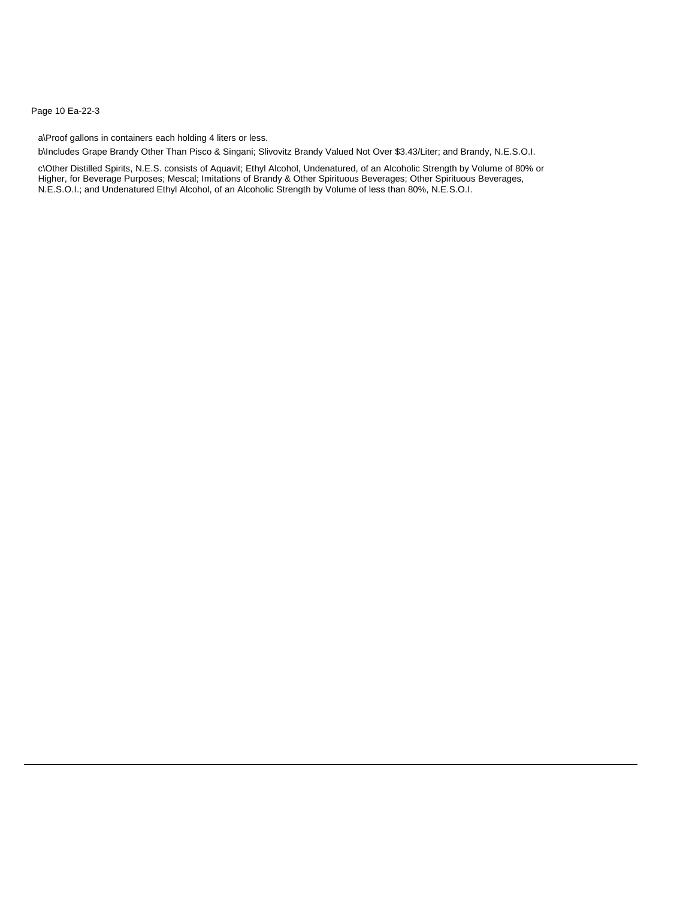a\Proof gallons in containers each holding 4 liters or less.

b\Includes Grape Brandy Other Than Pisco & Singani; Slivovitz Brandy Valued Not Over $3.43/Liter; and Brandy, N.E.S.O.I.

c\Other Distilled Spirits, N.E.S. consists of Aquavit; Ethyl Alcohol, Undenatured, of an Alcoholic Strength by Volume of 80% or Higher, for Beverage Purposes; Mescal; Imitations of Brandy & Other Spirituous Beverages; Other Spirituous Beverages, N.E.S.O.I.; and Undenatured Ethyl Alcohol, of an Alcoholic Strength by Volume of less than 80%, N.E.S.O.I.